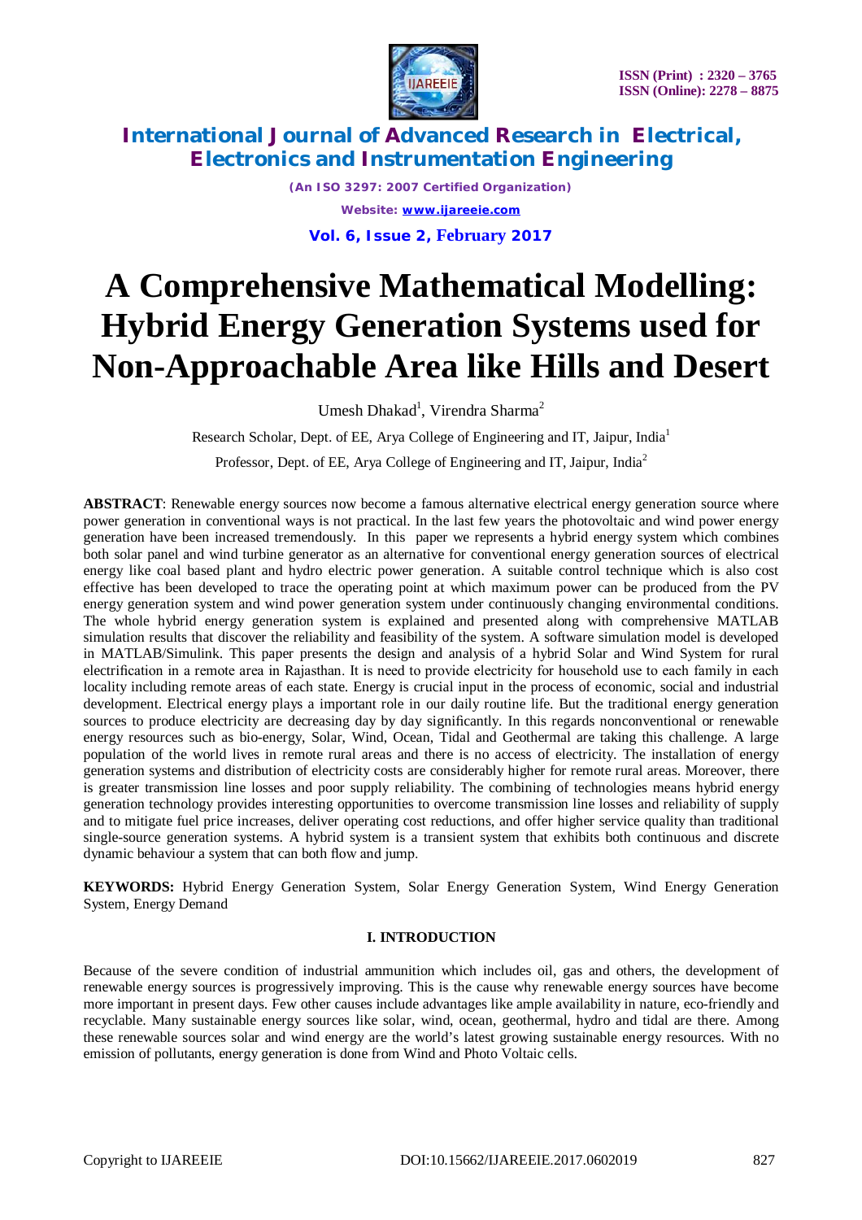# A Comprehensive Mathematical Modelling: Hybrid Energy Generation Systems used for Non-Approachable Area like Hills and Desert

Umesh Dhakad[1], Virendra Sharma[2]

Research Scholar, Dept. of EE, Arya College of Engineering and IT, Jaipur, India[1]

Professor, Dept. of EE, Arya College of Engineering and IT, Jaipur, India[2]

**ABSTRACT**: Renewable energy sources now become a famous alternative electrical energy generation source where power generation in conventional ways is not practical. In the last few years the photovoltaic and wind power energy generation have been increased tremendously. In this paper we represents a hybrid energy system which combines both solar panel and wind turbine generator as an alternative for conventional energy generation sources of electrical energy like coal based plant and hydro electric power generation. A suitable control technique which is also cost effective has been developed to trace the operating point at which maximum power can be produced from the PV energy generation system and wind power generation system under continuously changing environmental conditions. The whole hybrid energy generation system is explained and presented along with comprehensive MATLAB simulation results that discover the reliability and feasibility of the system. A software simulation model is developed in MATLAB/Simulink. This paper presents the design and analysis of a hybrid Solar and Wind System for rural electrification in a remote area in Rajasthan. It is need to provide electricity for household use to each family in each locality including remote areas of each state. Energy is crucial input in the process of economic, social and industrial development. Electrical energy plays a important role in our daily routine life. But the traditional energy generation sources to produce electricity are decreasing day by day significantly. In this regards nonconventional or renewable energy resources such as bio-energy, Solar, Wind, Ocean, Tidal and Geothermal are taking this challenge. A large population of the world lives in remote rural areas and there is no access of electricity. The installation of energy generation systems and distribution of electricity costs are considerably higher for remote rural areas. Moreover, there is greater transmission line losses and poor supply reliability. The combining of technologies means hybrid energy generation technology provides interesting opportunities to overcome transmission line losses and reliability of supply and to mitigate fuel price increases, deliver operating cost reductions, and offer higher service quality than traditional single-source generation systems. A hybrid system is a transient system that exhibits both continuous and discrete dynamic behaviour a system that can both flow and jump.

**KEYWORDS:** Hybrid Energy Generation System, Solar Energy Generation System, Wind Energy Generation System, Energy Demand

## I. INTRODUCTION

Because of the severe condition of industrial ammunition which includes oil, gas and others, the development of renewable energy sources is progressively improving. This is the cause why renewable energy sources have become more important in present days. Few other causes include advantages like ample availability in nature, eco-friendly and recyclable. Many sustainable energy sources like solar, wind, ocean, geothermal, hydro and tidal are there. Among these renewable sources solar and wind energy are the world's latest growing sustainable energy resources. With no emission of pollutants, energy generation is done from Wind and Photo Voltaic cells.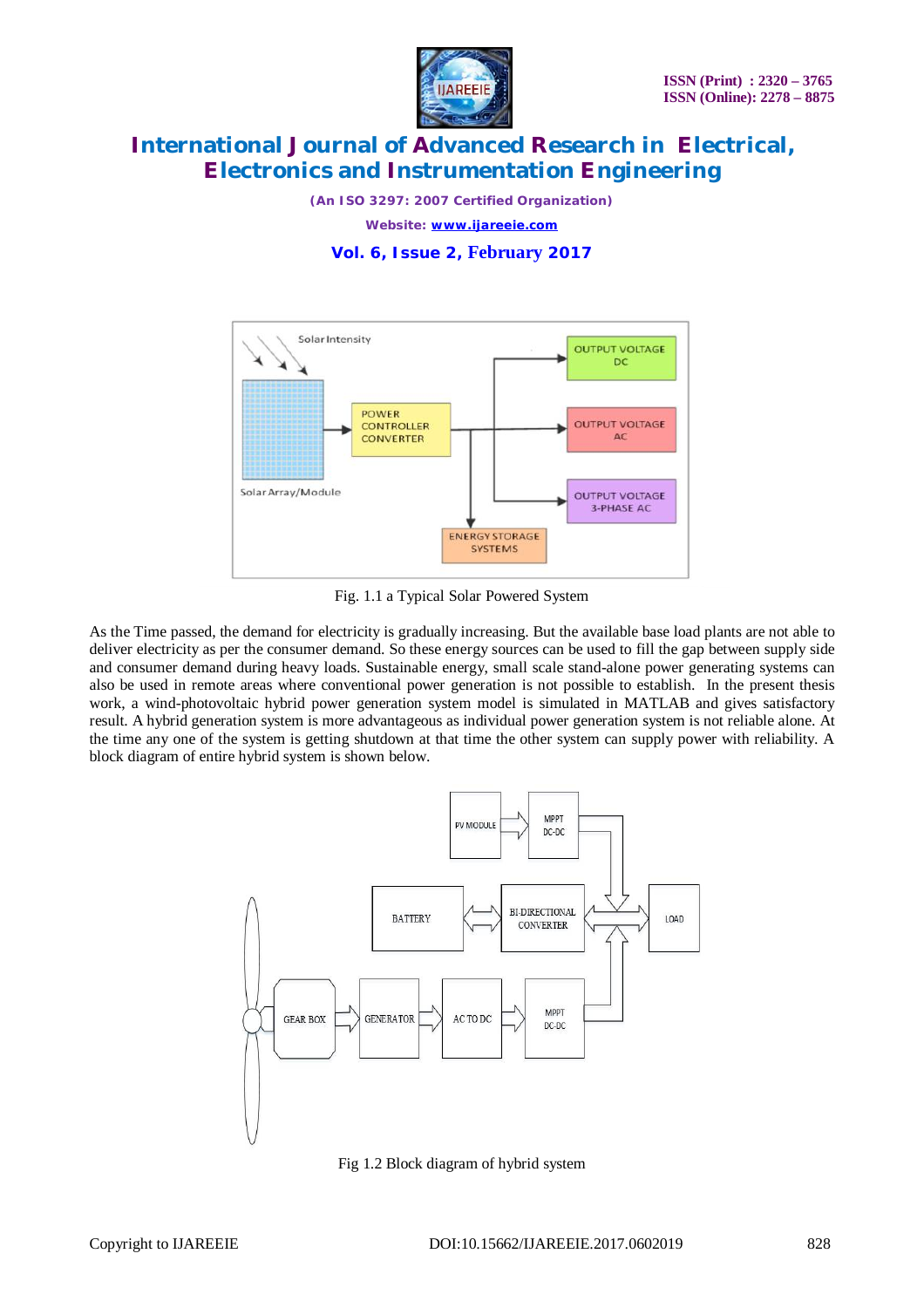Fig. 1.1 a Typical Solar Powered System

As the Time passed, the demand for electricity is gradually increasing. But the available base load plants are not able to deliver electricity as per the consumer demand. So these energy sources can be used to fill the gap between supply side and consumer demand during heavy loads. Sustainable energy, small scale stand-alone power generating systems can also be used in remote areas where conventional power generation is not possible to establish. In the present thesis work, a wind-photovoltaic hybrid power generation system model is simulated in MATLAB and gives satisfactory result. A hybrid generation system is more advantageous as individual power generation system is not reliable alone. At the time any one of the system is getting shutdown at that time the other system can supply power with reliability. A block diagram of entire hybrid system is shown below.

Fig 1.2 Block diagram of hybrid system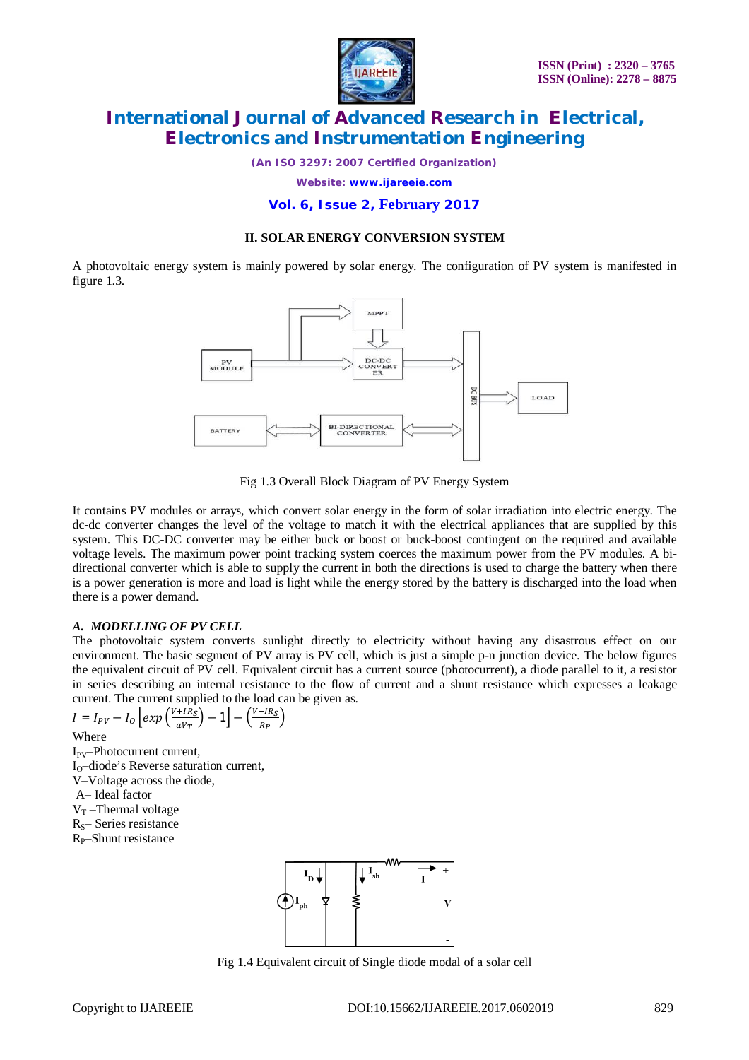## II. SOLAR ENERGY CONVERSION SYSTEM

A photovoltaic energy system is mainly powered by solar energy. The configuration of PV system is manifested in figure 1.3.

Fig 1.3 Overall Block Diagram of PV Energy System

It contains PV modules or arrays, which convert solar energy in the form of solar irradiation into electric energy. The dc-dc converter changes the level of the voltage to match it with the electrical appliances that are supplied by this system. This DC-DC converter may be either buck or boost or buck-boost contingent on the required and available voltage levels. The maximum power point tracking system coerces the maximum power from the PV modules. A bi-directional converter which is able to supply the current in both the directions is used to charge the battery when there is a power generation is more and load is light while the energy stored by the battery is discharged into the load when there is a power demand.

### *A. MODELLING OF PV CELL*

The photovoltaic system converts sunlight directly to electricity without having any disastrous effect on our environment. The basic segment of PV array is PV cell, which is just a simple p-n junction device. The below figures the equivalent circuit of PV cell. Equivalent circuit has a current source (photocurrent), a diode parallel to it, a resistor in series describing an internal resistance to the flow of current and a shunt resistance which expresses a leakage current. The current supplied to the load can be given as.

$$I = I_{PV} - I_O\left[exp\left(\frac{V+IR_S}{aV_T}\right) - 1\right] - \left(\frac{V+IR_S}{R_P}\right)$$

Where

$I_{PV}$–Photocurrent current,

$I_O$–diode's Reverse saturation current,

V–Voltage across the diode,

A– Ideal factor

$V_T$ –Thermal voltage

$R_S$– Series resistance

$R_P$–Shunt resistance

Fig 1.4 Equivalent circuit of Single diode modal of a solar cell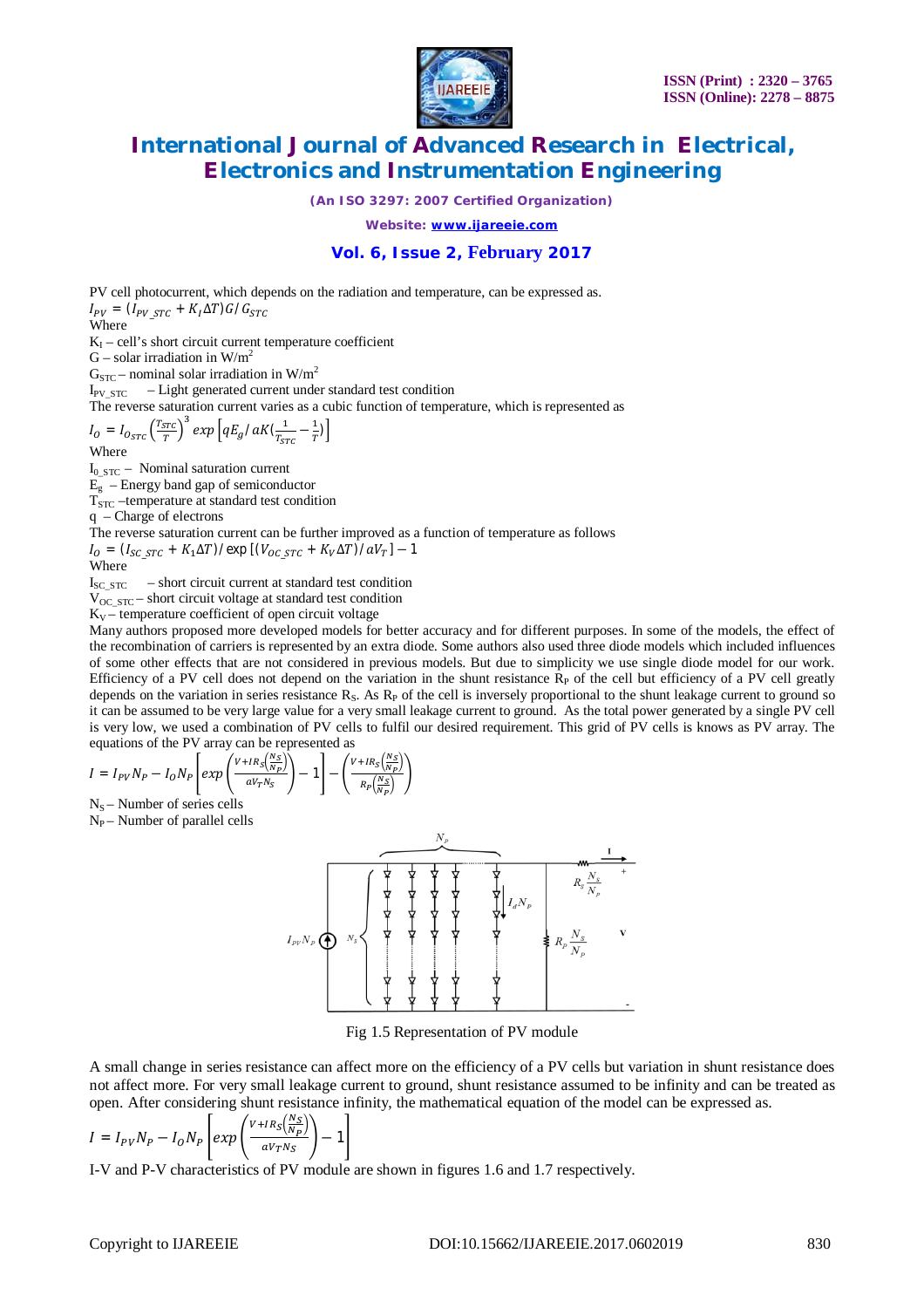PV cell photocurrent, which depends on the radiation and temperature, can be expressed as.

$$I_{PV} = (I_{PV\_STC} + K_I\Delta T)G/G_{STC}$$

Where

$K_I$ – cell's short circuit current temperature coefficient

G – solar irradiation in $W/m^2$

$G_{STC}$ – nominal solar irradiation in $W/m^2$

$I_{PV\_STC}$ – Light generated current under standard test condition

The reverse saturation current varies as a cubic function of temperature, which is represented as

$$I_O = I_{O_{STC}}\left(\frac{T_{STC}}{T}\right)^3 exp\left[qE_g/aK\left(\frac{1}{T_{STC}} - \frac{1}{T}\right)\right]$$

Where

$I_{0\_STC}$ – Nominal saturation current

$E_g$ – Energy band gap of semiconductor

$T_{STC}$ –temperature at standard test condition

q – Charge of electrons

The reverse saturation current can be further improved as a function of temperature as follows

$$I_O = (I_{SC\_STC} + K_1\Delta T)/\exp\left[(V_{OC\_STC} + K_V\Delta T)/aV_T\right] - 1$$

Where

$I_{SC\_STC}$ – short circuit current at standard test condition

$V_{OC\_STC}$ – short circuit voltage at standard test condition

$K_V$ – temperature coefficient of open circuit voltage

Many authors proposed more developed models for better accuracy and for different purposes. In some of the models, the effect of the recombination of carriers is represented by an extra diode. Some authors also used three diode models which included influences of some other effects that are not considered in previous models. But due to simplicity we use single diode model for our work. Efficiency of a PV cell does not depend on the variation in the shunt resistance $R_P$ of the cell but efficiency of a PV cell greatly depends on the variation in series resistance $R_S$. As $R_P$ of the cell is inversely proportional to the shunt leakage current to ground so it can be assumed to be very large value for a very small leakage current to ground. As the total power generated by a single PV cell is very low, we used a combination of PV cells to fulfil our desired requirement. This grid of PV cells is knows as PV array. The equations of the PV array can be represented as

$$I = I_{PV}N_P - I_O N_P\left[exp\left(\frac{V + IR_S\left(\frac{N_S}{N_P}\right)}{aV_T N_S}\right) - 1\right] - \left(\frac{V + IR_S\left(\frac{N_S}{N_P}\right)}{R_P\left(\frac{N_S}{N_P}\right)}\right)$$

$N_S$ – Number of series cells

$N_P$ – Number of parallel cells

Fig 1.5 Representation of PV module

A small change in series resistance can affect more on the efficiency of a PV cells but variation in shunt resistance does not affect more. For very small leakage current to ground, shunt resistance assumed to be infinity and can be treated as open. After considering shunt resistance infinity, the mathematical equation of the model can be expressed as.

$$I = I_{PV}N_P - I_O N_P\left[exp\left(\frac{V + IR_S\left(\frac{N_S}{N_P}\right)}{aV_T N_S}\right) - 1\right]$$

I-V and P-V characteristics of PV module are shown in figures 1.6 and 1.7 respectively.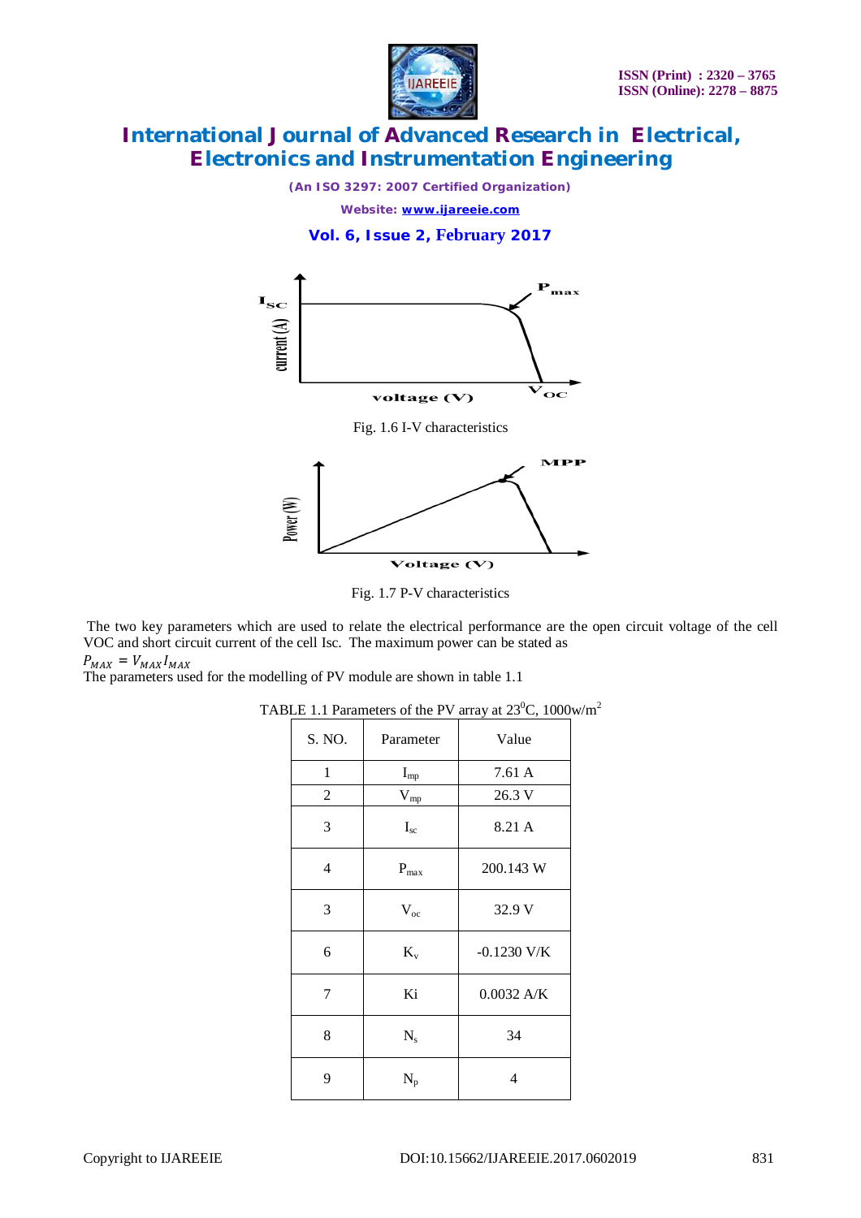Fig. 1.6 I-V characteristics

Fig. 1.7 P-V characteristics

The two key parameters which are used to relate the electrical performance are the open circuit voltage of the cell VOC and short circuit current of the cell Isc. The maximum power can be stated as

$P_{MAX} = V_{MAX} I_{MAX}$

The parameters used for the modelling of PV module are shown in table 1.1

TABLE 1.1 Parameters of the PV array at $23^0$C, 1000w/m$^2$

| S. NO. | Parameter | Value |
|---|---|---|
| 1 | $I_{mp}$ | 7.61 A |
| 2 | $V_{mp}$ | 26.3 V |
| 3 | $I_{sc}$ | 8.21 A |
| 4 | $P_{max}$ | 200.143 W |
| 3 | $V_{oc}$ | 32.9 V |
| 6 | $K_v$ | -0.1230 V/K |
| 7 | Ki | 0.0032 A/K |
| 8 | $N_s$ | 34 |
| 9 | $N_p$ | 4 |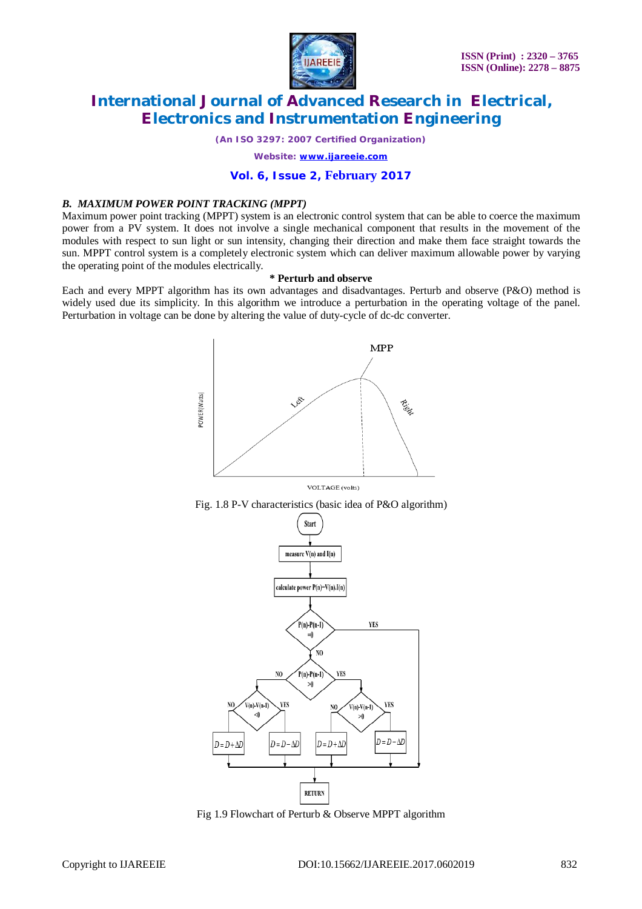### B. MAXIMUM POWER POINT TRACKING (MPPT)

Maximum power point tracking (MPPT) system is an electronic control system that can be able to coerce the maximum power from a PV system. It does not involve a single mechanical component that results in the movement of the modules with respect to sun light or sun intensity, changing their direction and make them face straight towards the sun. MPPT control system is a completely electronic system which can deliver maximum allowable power by varying the operating point of the modules electrically.

**\* Perturb and observe**

Each and every MPPT algorithm has its own advantages and disadvantages. Perturb and observe (P&O) method is widely used due its simplicity. In this algorithm we introduce a perturbation in the operating voltage of the panel. Perturbation in voltage can be done by altering the value of duty-cycle of dc-dc converter.

Fig. 1.8 P-V characteristics (basic idea of P&O algorithm)

Fig 1.9 Flowchart of Perturb & Observe MPPT algorithm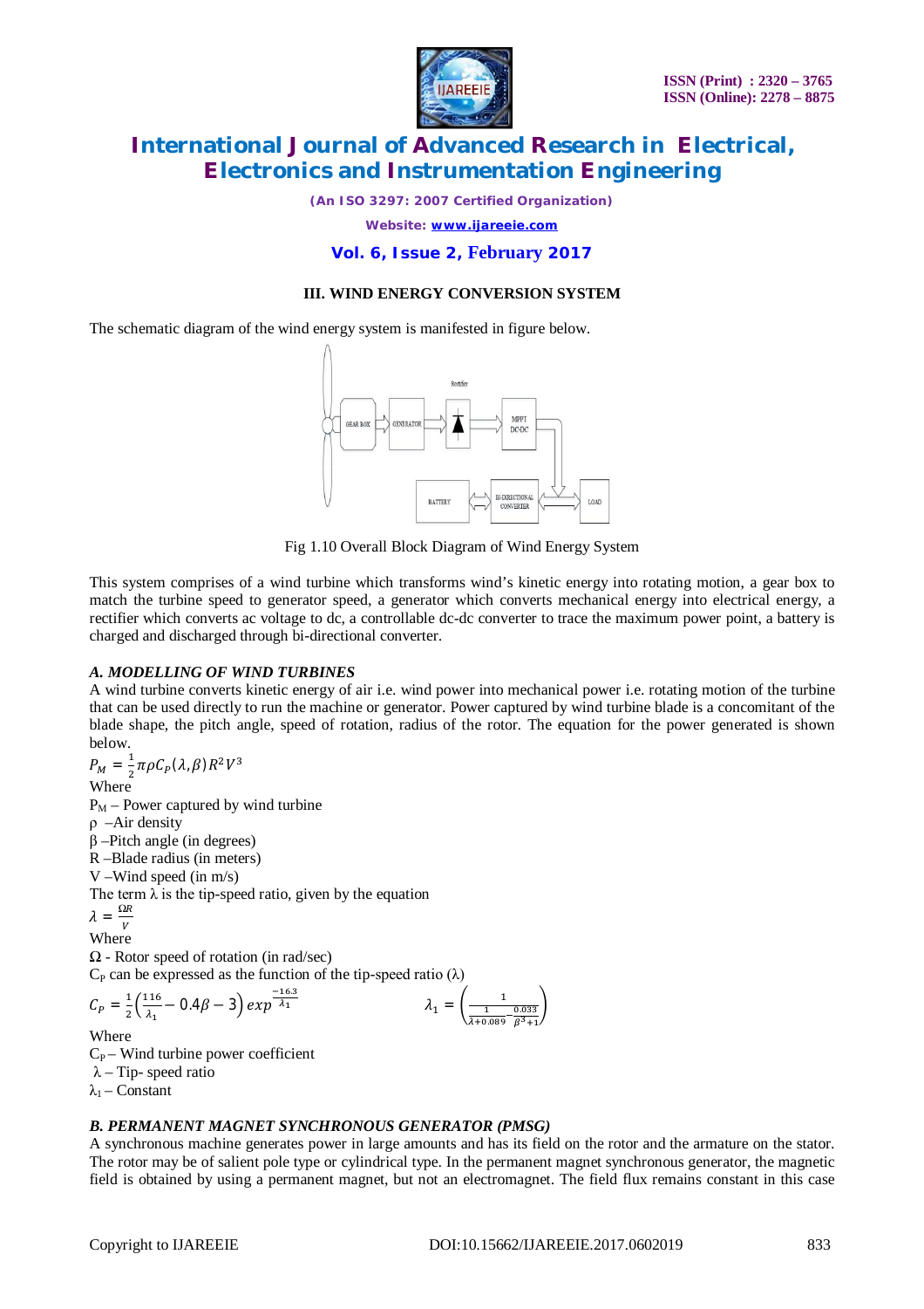### III. WIND ENERGY CONVERSION SYSTEM

The schematic diagram of the wind energy system is manifested in figure below.

Fig 1.10 Overall Block Diagram of Wind Energy System

This system comprises of a wind turbine which transforms wind's kinetic energy into rotating motion, a gear box to match the turbine speed to generator speed, a generator which converts mechanical energy into electrical energy, a rectifier which converts ac voltage to dc, a controllable dc-dc converter to trace the maximum power point, a battery is charged and discharged through bi-directional converter.

#### *A. MODELLING OF WIND TURBINES*

A wind turbine converts kinetic energy of air i.e. wind power into mechanical power i.e. rotating motion of the turbine that can be used directly to run the machine or generator. Power captured by wind turbine blade is a concomitant of the blade shape, the pitch angle, speed of rotation, radius of the rotor. The equation for the power generated is shown below.

$$P_M = \frac{1}{2}\pi\rho C_P(\lambda,\beta)R^2V^3$$

Where

$P_M$ – Power captured by wind turbine

$\rho$ –Air density

$\beta$ –Pitch angle (in degrees)

R –Blade radius (in meters)

V –Wind speed (in m/s)

The term $\lambda$ is the tip-speed ratio, given by the equation

$$\lambda = \frac{\Omega R}{V}$$

Where

$\Omega$ - Rotor speed of rotation (in rad/sec)

$C_P$ can be expressed as the function of the tip-speed ratio ($\lambda$)

$$C_P = \frac{1}{2}\left(\frac{116}{\lambda_1} - 0.4\beta - 3\right) exp^{\frac{-16.3}{\lambda_1}} \qquad \lambda_1 = \left(\frac{1}{\frac{1}{\lambda+0.089} - \frac{0.033}{\beta^3+1}}\right)$$

Where

$C_P$ – Wind turbine power coefficient

$\lambda$ – Tip- speed ratio

$\lambda_1$ – Constant

#### *B. PERMANENT MAGNET SYNCHRONOUS GENERATOR (PMSG)*

A synchronous machine generates power in large amounts and has its field on the rotor and the armature on the stator. The rotor may be of salient pole type or cylindrical type. In the permanent magnet synchronous generator, the magnetic field is obtained by using a permanent magnet, but not an electromagnet. The field flux remains constant in this case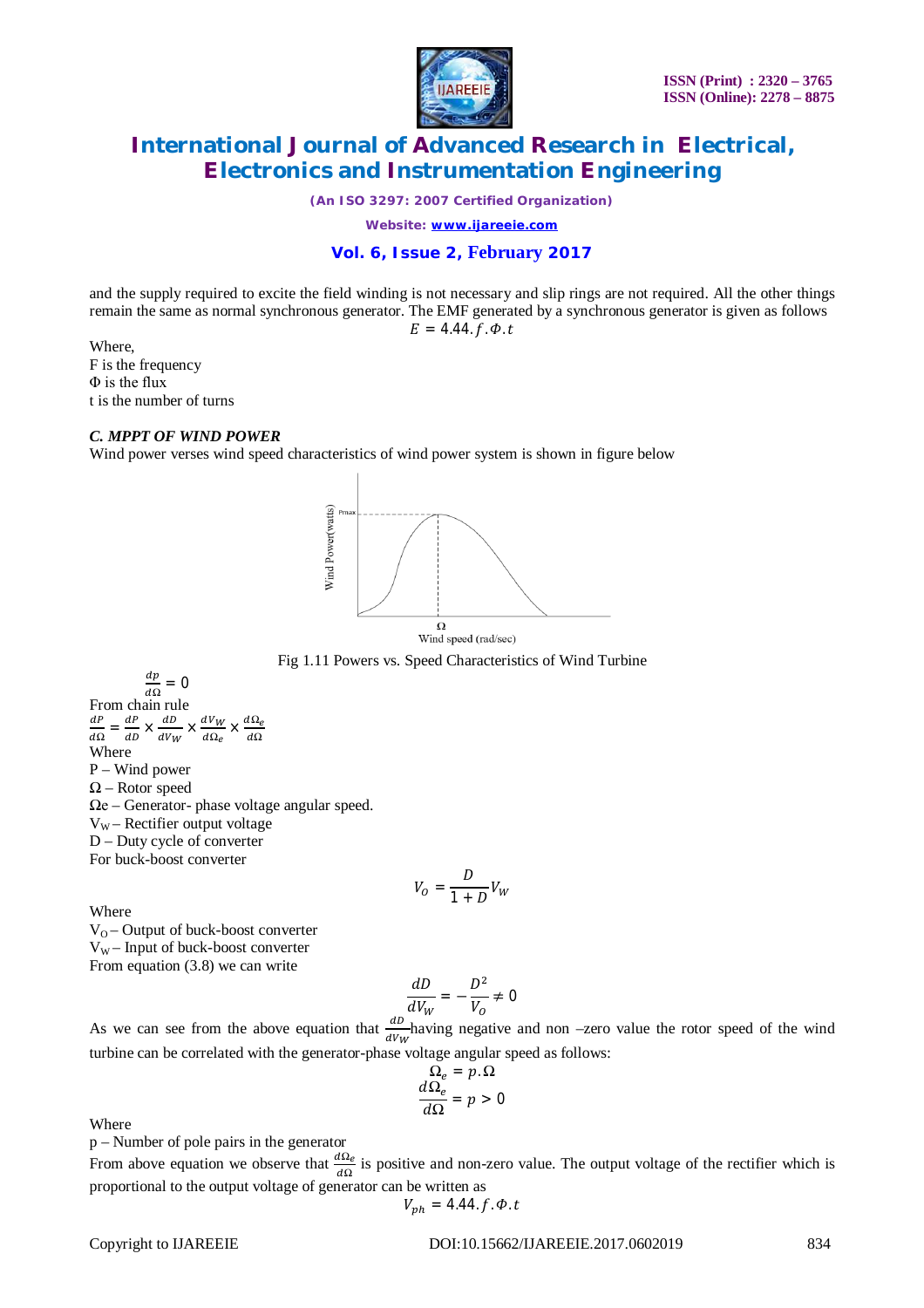and the supply required to excite the field winding is not necessary and slip rings are not required. All the other things remain the same as normal synchronous generator. The EMF generated by a synchronous generator is given as follows

$$E = 4.44.f.\Phi.t$$

Where,
F is the frequency
Φ is the flux
t is the number of turns

### *C. MPPT OF WIND POWER*

Wind power verses wind speed characteristics of wind power system is shown in figure below

Fig 1.11 Powers vs. Speed Characteristics of Wind Turbine

$$\frac{dp}{d\Omega} = 0$$

From chain rule

$$\frac{dP}{d\Omega} = \frac{dP}{dD} \times \frac{dD}{dV_W} \times \frac{dV_W}{d\Omega_e} \times \frac{d\Omega_e}{d\Omega}$$

Where
P – Wind power
Ω – Rotor speed
Ωe – Generator- phase voltage angular speed.
$V_W$ – Rectifier output voltage
D – Duty cycle of converter
For buck-boost converter

$$V_O = \frac{D}{1+D} V_W$$

Where
$V_O$ – Output of buck-boost converter
$V_W$ – Input of buck-boost converter
From equation (3.8) we can write

$$\frac{dD}{dV_W} = -\frac{D^2}{V_O} \neq 0$$

As we can see from the above equation that $\frac{dD}{dV_W}$ having negative and non –zero value the rotor speed of the wind turbine can be correlated with the generator-phase voltage angular speed as follows:

$$\Omega_e = p.\Omega$$

$$\frac{d\Omega_e}{d\Omega} = p > 0$$

Where
p – Number of pole pairs in the generator
From above equation we observe that $\frac{d\Omega_e}{d\Omega}$ is positive and non-zero value. The output voltage of the rectifier which is proportional to the output voltage of generator can be written as

$$V_{ph} = 4.44.f.\Phi.t$$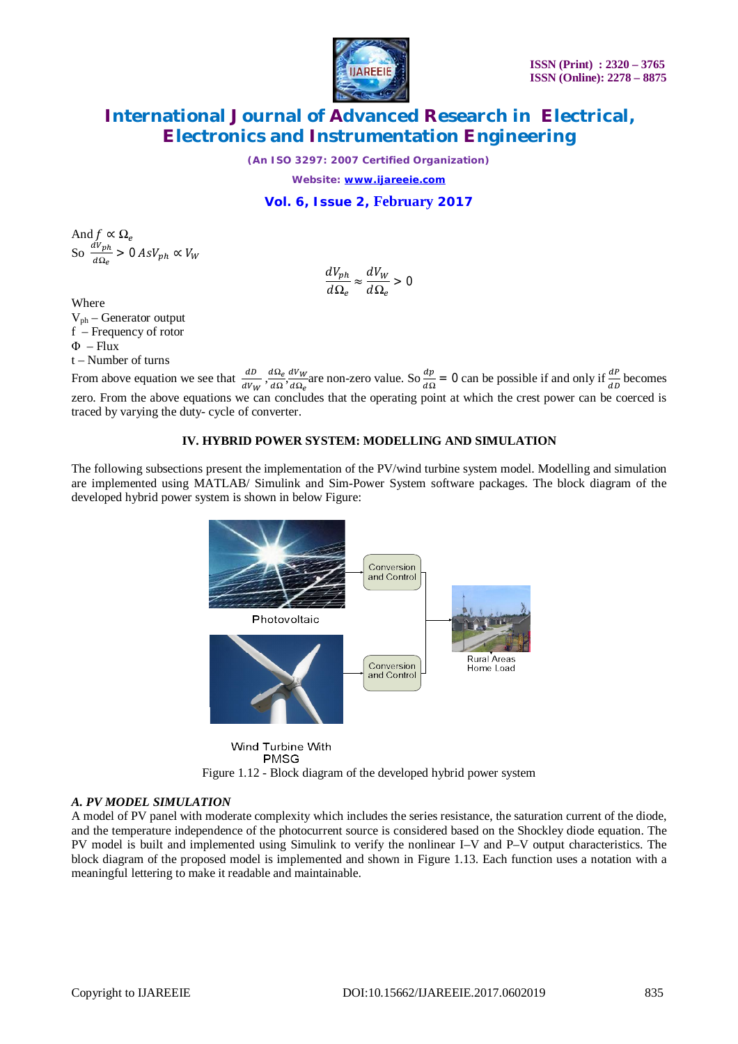And $f \propto \Omega_e$

So $\frac{dV_{ph}}{d\Omega_e} > 0$ As $V_{ph} \propto V_W$

$$\frac{dV_{ph}}{d\Omega_e} \approx \frac{dV_W}{d\Omega_e} > 0$$

Where

$V_{ph}$ – Generator output

f – Frequency of rotor

Φ – Flux

t – Number of turns

From above equation we see that $\frac{dD}{dV_W}, \frac{d\Omega_e}{d\Omega}, \frac{dV_W}{d\Omega_e}$ are non-zero value. So $\frac{dp}{d\Omega} = 0$ can be possible if and only if $\frac{dP}{dD}$ becomes zero. From the above equations we can concludes that the operating point at which the crest power can be coerced is traced by varying the duty- cycle of converter.

## IV. HYBRID POWER SYSTEM: MODELLING AND SIMULATION

The following subsections present the implementation of the PV/wind turbine system model. Modelling and simulation are implemented using MATLAB/ Simulink and Sim-Power System software packages. The block diagram of the developed hybrid power system is shown in below Figure:

Photovoltaic

Conversion and Control

Wind Turbine With PMSG

Conversion and Control

Rural Areas Home Load

Figure 1.12 - Block diagram of the developed hybrid power system

### *A. PV MODEL SIMULATION*

A model of PV panel with moderate complexity which includes the series resistance, the saturation current of the diode, and the temperature independence of the photocurrent source is considered based on the Shockley diode equation. The PV model is built and implemented using Simulink to verify the nonlinear I–V and P–V output characteristics. The block diagram of the proposed model is implemented and shown in Figure 1.13. Each function uses a notation with a meaningful lettering to make it readable and maintainable.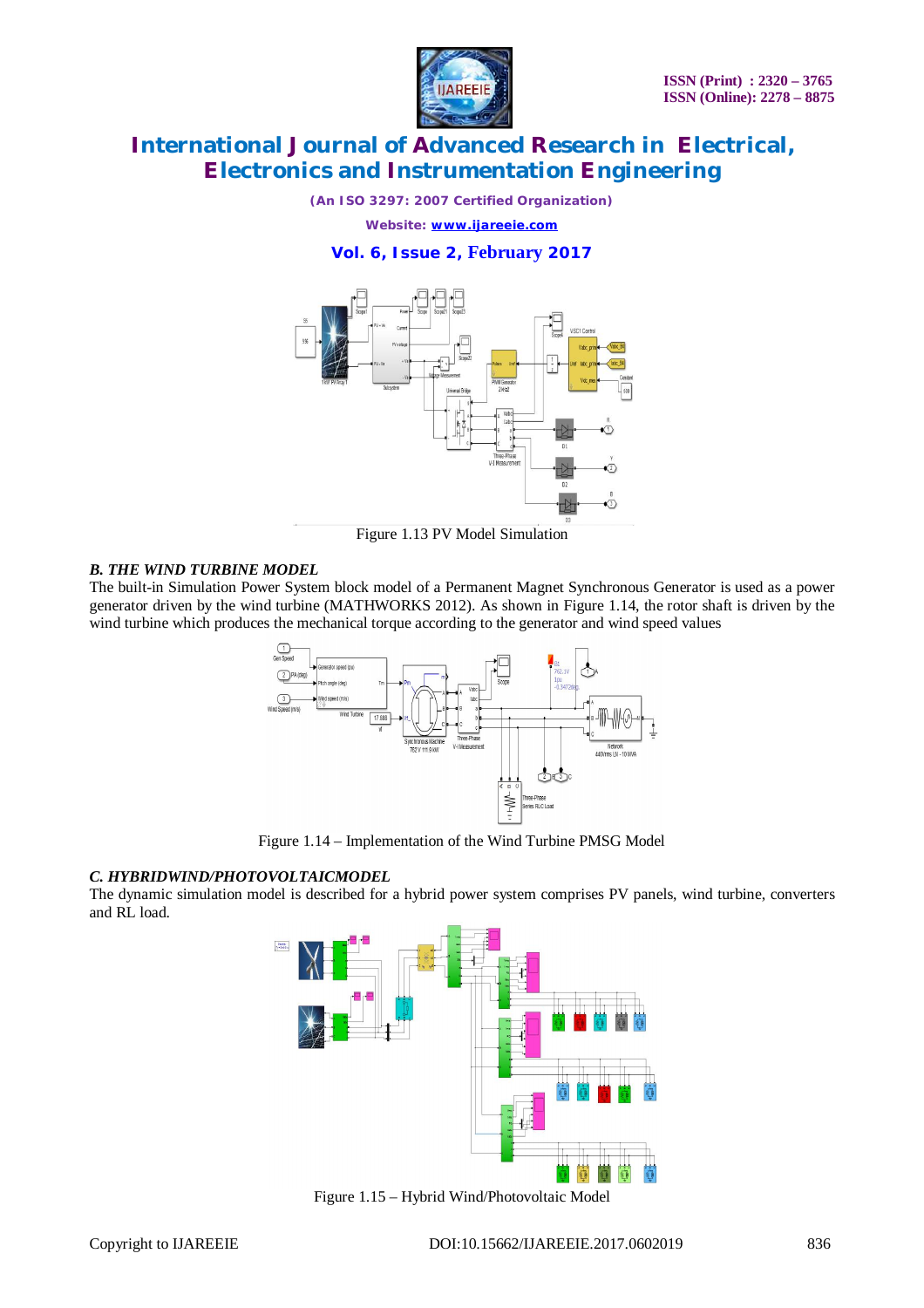Figure 1.13 PV Model Simulation

### *B. THE WIND TURBINE MODEL*

The built-in Simulation Power System block model of a Permanent Magnet Synchronous Generator is used as a power generator driven by the wind turbine (MATHWORKS 2012). As shown in Figure 1.14, the rotor shaft is driven by the wind turbine which produces the mechanical torque according to the generator and wind speed values

Figure 1.14 – Implementation of the Wind Turbine PMSG Model

### *C. HYBRIDWIND/PHOTOVOLTAICMODEL*

The dynamic simulation model is described for a hybrid power system comprises PV panels, wind turbine, converters and RL load.

Figure 1.15 – Hybrid Wind/Photovoltaic Model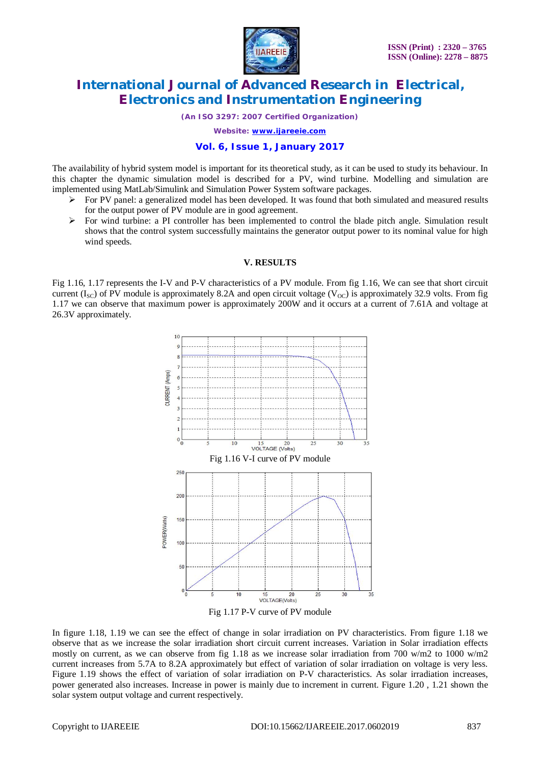The availability of hybrid system model is important for its theoretical study, as it can be used to study its behaviour. In this chapter the dynamic simulation model is described for a PV, wind turbine. Modelling and simulation are implemented using MatLab/Simulink and Simulation Power System software packages.

- For PV panel: a generalized model has been developed. It was found that both simulated and measured results for the output power of PV module are in good agreement.
- For wind turbine: a PI controller has been implemented to control the blade pitch angle. Simulation result shows that the control system successfully maintains the generator output power to its nominal value for high wind speeds.

## V. RESULTS

Fig 1.16, 1.17 represents the I-V and P-V characteristics of a PV module. From fig 1.16, We can see that short circuit current ($I_{SC}$) of PV module is approximately 8.2A and open circuit voltage ($V_{OC}$) is approximately 32.9 volts. From fig 1.17 we can observe that maximum power is approximately 200W and it occurs at a current of 7.61A and voltage at 26.3V approximately.

Fig 1.16 V-I curve of PV module

Fig 1.17 P-V curve of PV module

In figure 1.18, 1.19 we can see the effect of change in solar irradiation on PV characteristics. From figure 1.18 we observe that as we increase the solar irradiation short circuit current increases. Variation in Solar irradiation effects mostly on current, as we can observe from fig 1.18 as we increase solar irradiation from 700 w/m2 to 1000 w/m2 current increases from 5.7A to 8.2A approximately but effect of variation of solar irradiation on voltage is very less. Figure 1.19 shows the effect of variation of solar irradiation on P-V characteristics. As solar irradiation increases, power generated also increases. Increase in power is mainly due to increment in current. Figure 1.20 , 1.21 shown the solar system output voltage and current respectively.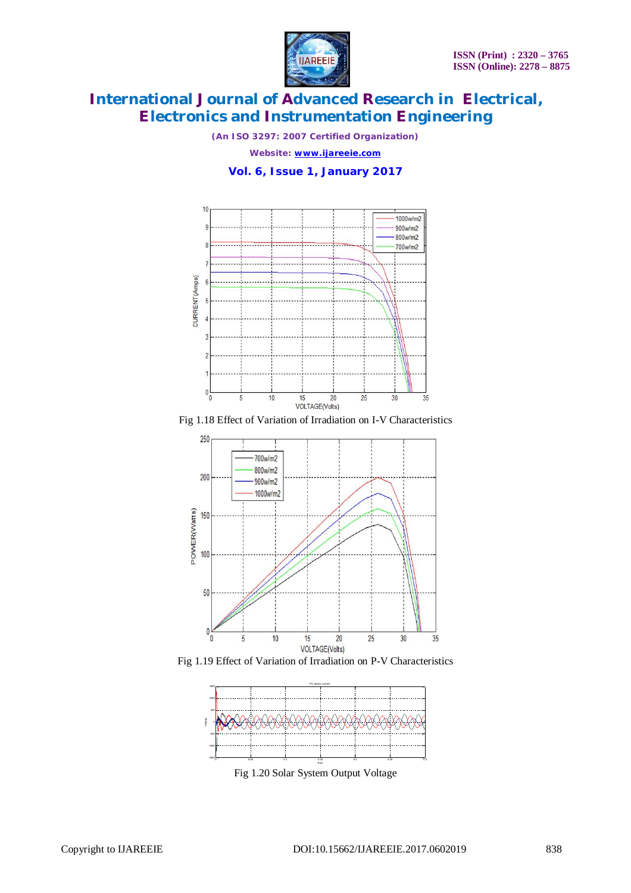Fig 1.18 Effect of Variation of Irradiation on I-V Characteristics

Fig 1.19 Effect of Variation of Irradiation on P-V Characteristics

Fig 1.20 Solar System Output Voltage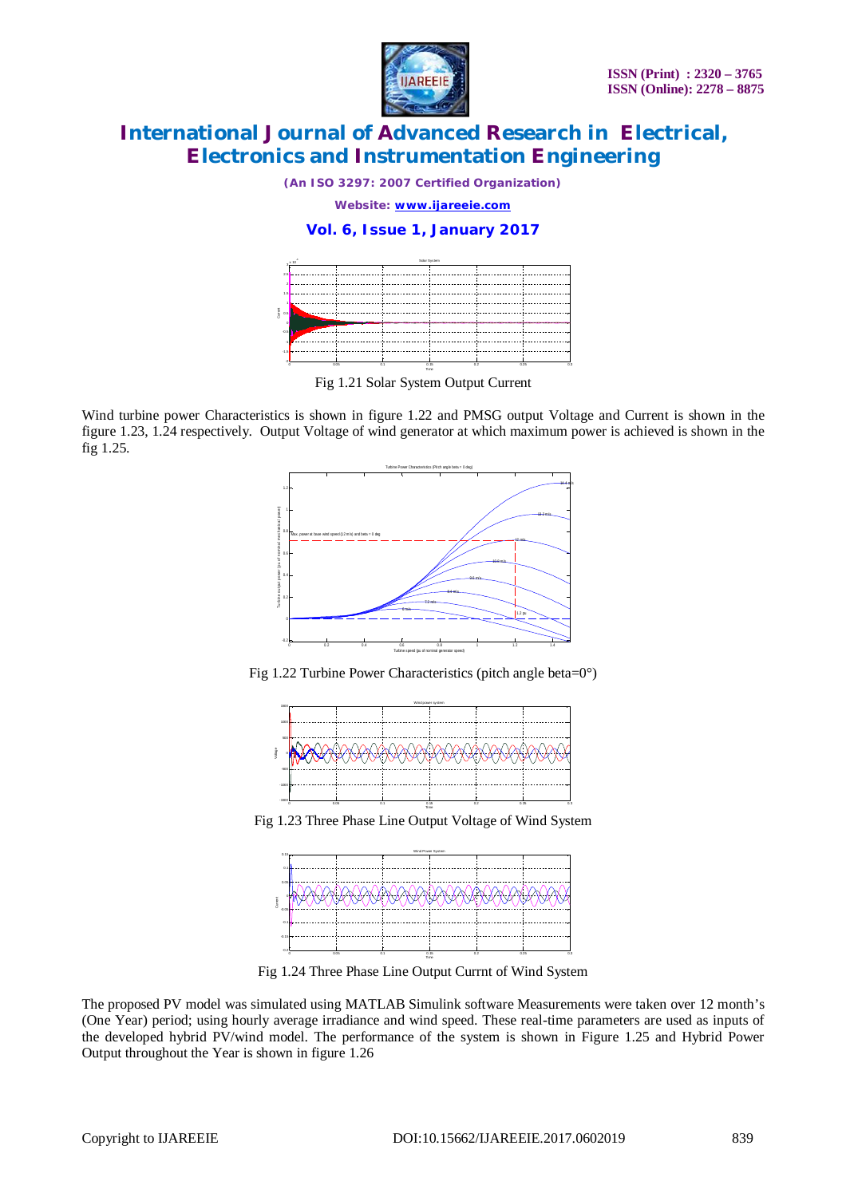Fig 1.21 Solar System Output Current

Wind turbine power Characteristics is shown in figure 1.22 and PMSG output Voltage and Current is shown in the figure 1.23, 1.24 respectively. Output Voltage of wind generator at which maximum power is achieved is shown in the fig 1.25.

Fig 1.22 Turbine Power Characteristics (pitch angle beta=0°)

Fig 1.23 Three Phase Line Output Voltage of Wind System

Fig 1.24 Three Phase Line Output Currnt of Wind System

The proposed PV model was simulated using MATLAB Simulink software Measurements were taken over 12 month's (One Year) period; using hourly average irradiance and wind speed. These real-time parameters are used as inputs of the developed hybrid PV/wind model. The performance of the system is shown in Figure 1.25 and Hybrid Power Output throughout the Year is shown in figure 1.26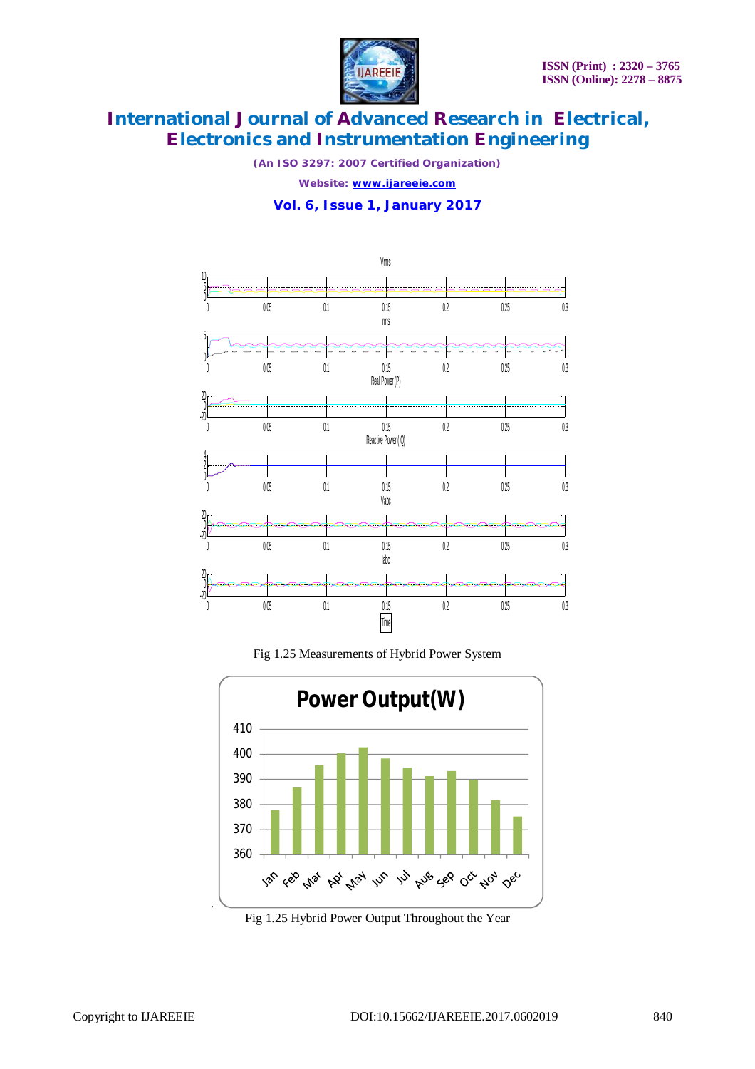Fig 1.25 Measurements of Hybrid Power System

Fig 1.25 Hybrid Power Output Throughout the Year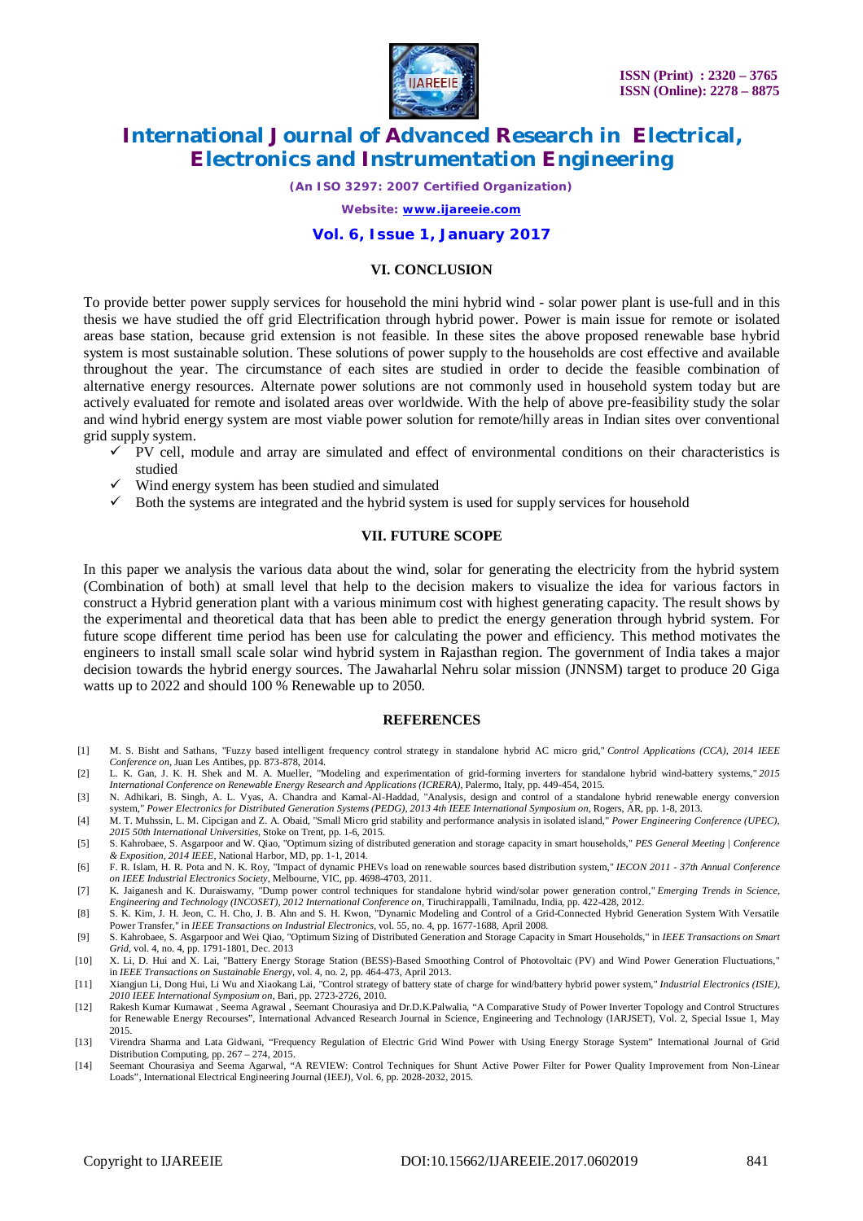## VI. CONCLUSION

To provide better power supply services for household the mini hybrid wind - solar power plant is use-full and in this thesis we have studied the off grid Electrification through hybrid power. Power is main issue for remote or isolated areas base station, because grid extension is not feasible. In these sites the above proposed renewable base hybrid system is most sustainable solution. These solutions of power supply to the households are cost effective and available throughout the year. The circumstance of each sites are studied in order to decide the feasible combination of alternative energy resources. Alternate power solutions are not commonly used in household system today but are actively evaluated for remote and isolated areas over worldwide. With the help of above pre-feasibility study the solar and wind hybrid energy system are most viable power solution for remote/hilly areas in Indian sites over conventional grid supply system.

- ✓ PV cell, module and array are simulated and effect of environmental conditions on their characteristics is studied
- ✓ Wind energy system has been studied and simulated
- ✓ Both the systems are integrated and the hybrid system is used for supply services for household

## VII. FUTURE SCOPE

In this paper we analysis the various data about the wind, solar for generating the electricity from the hybrid system (Combination of both) at small level that help to the decision makers to visualize the idea for various factors in construct a Hybrid generation plant with a various minimum cost with highest generating capacity. The result shows by the experimental and theoretical data that has been able to predict the energy generation through hybrid system. For future scope different time period has been use for calculating the power and efficiency. This method motivates the engineers to install small scale solar wind hybrid system in Rajasthan region. The government of India takes a major decision towards the hybrid energy sources. The Jawaharlal Nehru solar mission (JNNSM) target to produce 20 Giga watts up to 2022 and should 100 % Renewable up to 2050.

## REFERENCES

[1] M. S. Bisht and Sathans, "Fuzzy based intelligent frequency control strategy in standalone hybrid AC micro grid," *Control Applications (CCA), 2014 IEEE Conference on*, Juan Les Antibes, pp. 873-878, 2014.

[2] L. K. Gan, J. K. H. Shek and M. A. Mueller, "Modeling and experimentation of grid-forming inverters for standalone hybrid wind-battery systems," *2015 International Conference on Renewable Energy Research and Applications (ICRERA)*, Palermo, Italy, pp. 449-454, 2015.

[3] N. Adhikari, B. Singh, A. L. Vyas, A. Chandra and Kamal-Al-Haddad, "Analysis, design and control of a standalone hybrid renewable energy conversion system," *Power Electronics for Distributed Generation Systems (PEDG), 2013 4th IEEE International Symposium on*, Rogers, AR, pp. 1-8, 2013.

[4] M. T. Muhssin, L. M. Cipcigan and Z. A. Obaid, "Small Micro grid stability and performance analysis in isolated island," *Power Engineering Conference (UPEC), 2015 50th International Universities*, Stoke on Trent, pp. 1-6, 2015.

[5] S. Kahrobaee, S. Asgarpoor and W. Qiao, "Optimum sizing of distributed generation and storage capacity in smart households," *PES General Meeting | Conference & Exposition, 2014 IEEE*, National Harbor, MD, pp. 1-1, 2014.

[6] F. R. Islam, H. R. Pota and N. K. Roy, "Impact of dynamic PHEVs load on renewable sources based distribution system," *IECON 2011 - 37th Annual Conference on IEEE Industrial Electronics Society*, Melbourne, VIC, pp. 4698-4703, 2011.

[7] K. Jaiganesh and K. Duraiswamy, "Dump power control techniques for standalone hybrid wind/solar power generation control," *Emerging Trends in Science, Engineering and Technology (INCOSET), 2012 International Conference on*, Tiruchirappalli, Tamilnadu, India, pp. 422-428, 2012.

[8] S. K. Kim, J. H. Jeon, C. H. Cho, J. B. Ahn and S. H. Kwon, "Dynamic Modeling and Control of a Grid-Connected Hybrid Generation System With Versatile Power Transfer," in *IEEE Transactions on Industrial Electronics*, vol. 55, no. 4, pp. 1677-1688, April 2008.

[9] S. Kahrobaee, S. Asgarpoor and Wei Qiao, "Optimum Sizing of Distributed Generation and Storage Capacity in Smart Households," in *IEEE Transactions on Smart Grid*, vol. 4, no. 4, pp. 1791-1801, Dec. 2013

[10] X. Li, D. Hui and X. Lai, "Battery Energy Storage Station (BESS)-Based Smoothing Control of Photovoltaic (PV) and Wind Power Generation Fluctuations," in *IEEE Transactions on Sustainable Energy*, vol. 4, no. 2, pp. 464-473, April 2013.

[11] Xiangjun Li, Dong Hui, Li Wu and Xiaokang Lai, "Control strategy of battery state of charge for wind/battery hybrid power system," *Industrial Electronics (ISIE), 2010 IEEE International Symposium on*, Bari, pp. 2723-2726, 2010.

[12] Rakesh Kumar Kumawat , Seema Agrawal , Seemant Chourasiya and Dr.D.K.Palwalia, "A Comparative Study of Power Inverter Topology and Control Structures for Renewable Energy Recourses", International Advanced Research Journal in Science, Engineering and Technology (IARJSET), Vol. 2, Special Issue 1, May 2015.

[13] Virendra Sharma and Lata Gidwani, "Frequency Regulation of Electric Grid Wind Power with Using Energy Storage System" International Journal of Grid Distribution Computing, pp. 267 – 274, 2015.

[14] Seemant Chourasiya and Seema Agarwal, "A REVIEW: Control Techniques for Shunt Active Power Filter for Power Quality Improvement from Non-Linear Loads", International Electrical Engineering Journal (IEEJ), Vol. 6, pp. 2028-2032, 2015.